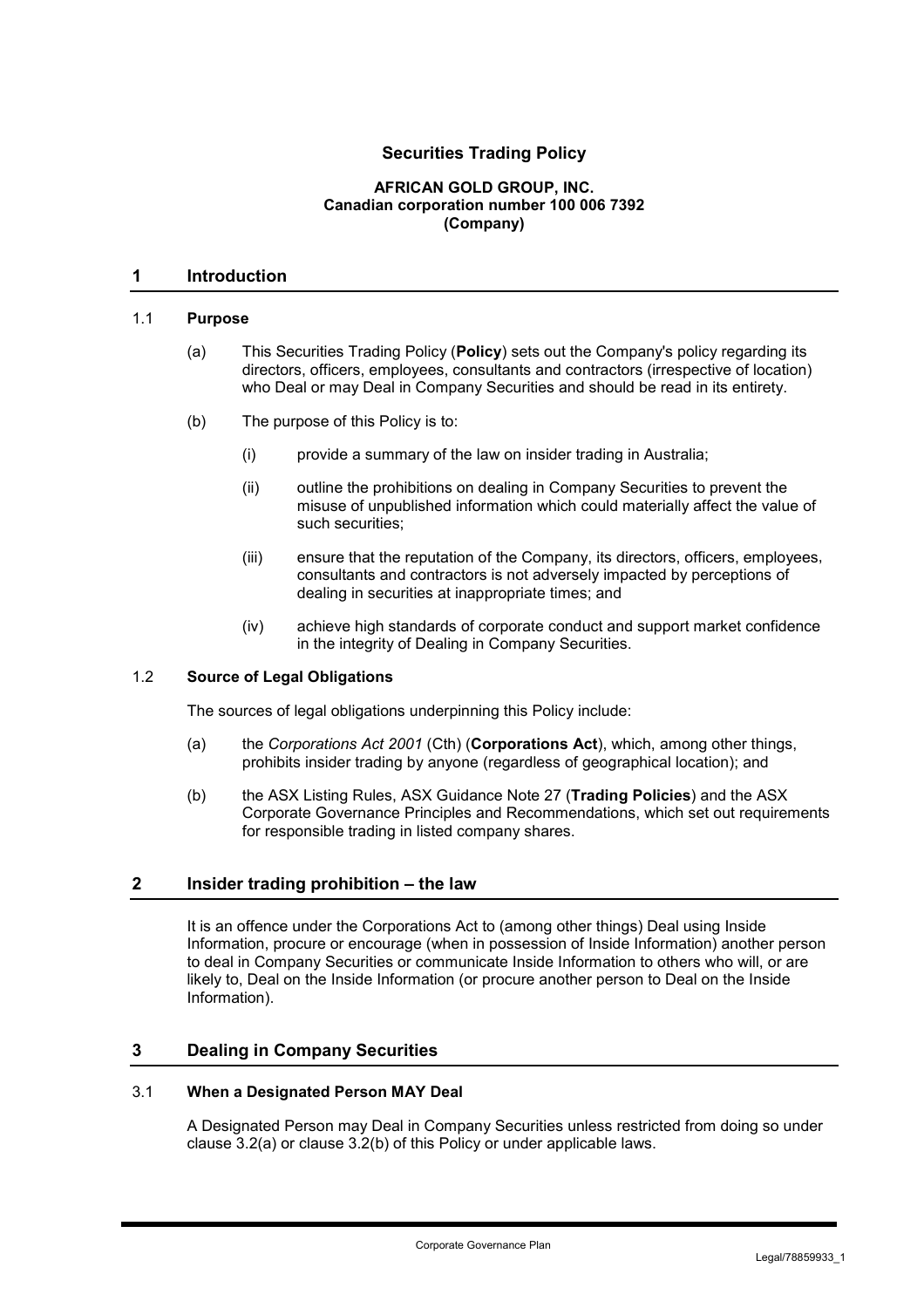# Securities Trading Policy

**AFRICAN GOLD GROUP, INC.**
**Canadian corporation number 100 006 7392**
**(Company)**

## 1 Introduction

### 1.1 Purpose

(a) This Securities Trading Policy (**Policy**) sets out the Company's policy regarding its directors, officers, employees, consultants and contractors (irrespective of location) who Deal or may Deal in Company Securities and should be read in its entirety.

(b) The purpose of this Policy is to:

(i) provide a summary of the law on insider trading in Australia;

(ii) outline the prohibitions on dealing in Company Securities to prevent the misuse of unpublished information which could materially affect the value of such securities;

(iii) ensure that the reputation of the Company, its directors, officers, employees, consultants and contractors is not adversely impacted by perceptions of dealing in securities at inappropriate times; and

(iv) achieve high standards of corporate conduct and support market confidence in the integrity of Dealing in Company Securities.

### 1.2 Source of Legal Obligations

The sources of legal obligations underpinning this Policy include:

(a) the *Corporations Act 2001* (Cth) (**Corporations Act**), which, among other things, prohibits insider trading by anyone (regardless of geographical location); and

(b) the ASX Listing Rules, ASX Guidance Note 27 (**Trading Policies**) and the ASX Corporate Governance Principles and Recommendations, which set out requirements for responsible trading in listed company shares.

## 2 Insider trading prohibition – the law

It is an offence under the Corporations Act to (among other things) Deal using Inside Information, procure or encourage (when in possession of Inside Information) another person to deal in Company Securities or communicate Inside Information to others who will, or are likely to, Deal on the Inside Information (or procure another person to Deal on the Inside Information).

## 3 Dealing in Company Securities

### 3.1 When a Designated Person MAY Deal

A Designated Person may Deal in Company Securities unless restricted from doing so under clause 3.2(a) or clause 3.2(b) of this Policy or under applicable laws.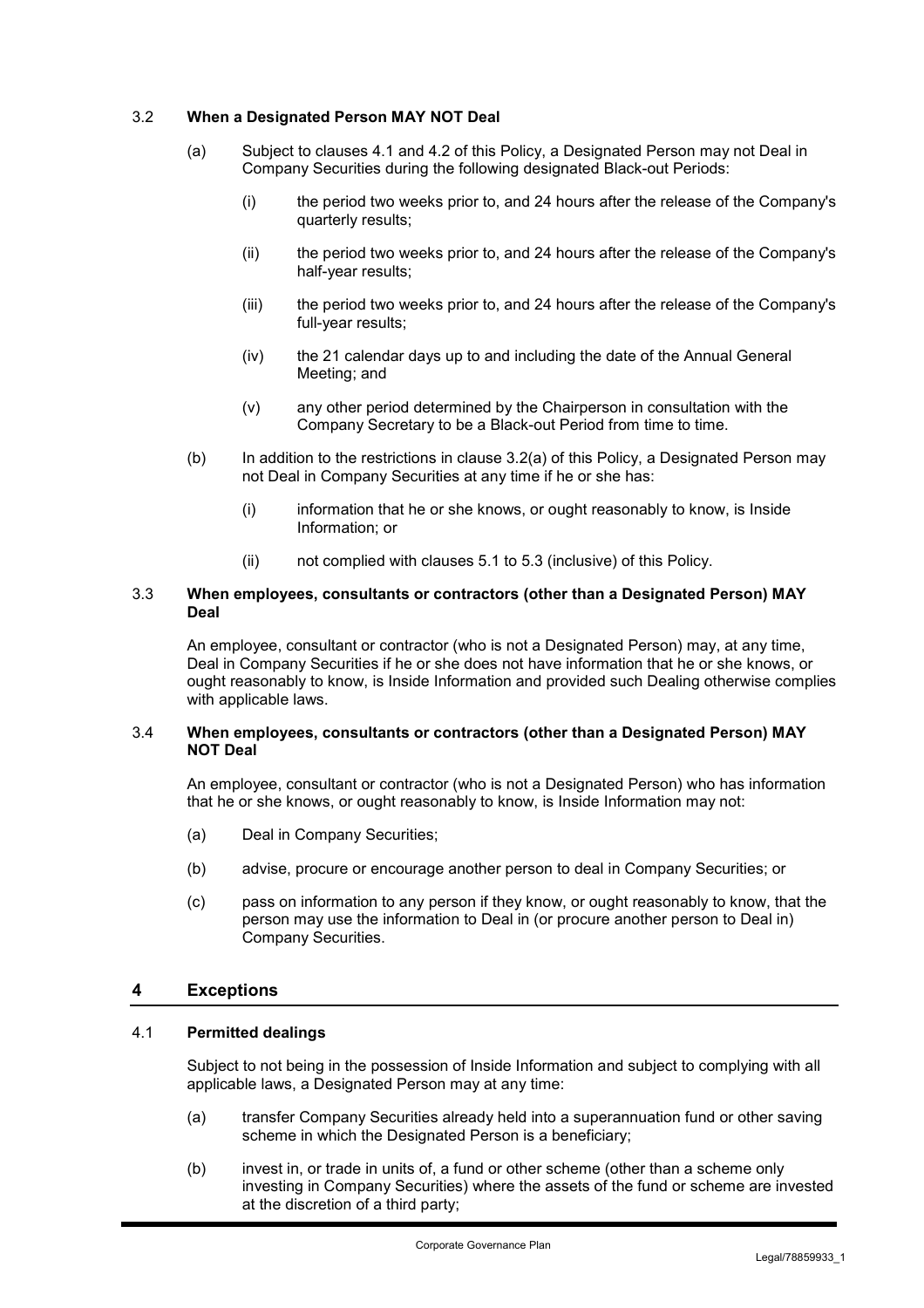### 3.2 When a Designated Person MAY NOT Deal

(a) Subject to clauses 4.1 and 4.2 of this Policy, a Designated Person may not Deal in Company Securities during the following designated Black-out Periods:

(i) the period two weeks prior to, and 24 hours after the release of the Company's quarterly results;

(ii) the period two weeks prior to, and 24 hours after the release of the Company's half-year results;

(iii) the period two weeks prior to, and 24 hours after the release of the Company's full-year results;

(iv) the 21 calendar days up to and including the date of the Annual General Meeting; and

(v) any other period determined by the Chairperson in consultation with the Company Secretary to be a Black-out Period from time to time.

(b) In addition to the restrictions in clause 3.2(a) of this Policy, a Designated Person may not Deal in Company Securities at any time if he or she has:

(i) information that he or she knows, or ought reasonably to know, is Inside Information; or

(ii) not complied with clauses 5.1 to 5.3 (inclusive) of this Policy.

### 3.3 When employees, consultants or contractors (other than a Designated Person) MAY Deal

An employee, consultant or contractor (who is not a Designated Person) may, at any time, Deal in Company Securities if he or she does not have information that he or she knows, or ought reasonably to know, is Inside Information and provided such Dealing otherwise complies with applicable laws.

### 3.4 When employees, consultants or contractors (other than a Designated Person) MAY NOT Deal

An employee, consultant or contractor (who is not a Designated Person) who has information that he or she knows, or ought reasonably to know, is Inside Information may not:

(a) Deal in Company Securities;

(b) advise, procure or encourage another person to deal in Company Securities; or

(c) pass on information to any person if they know, or ought reasonably to know, that the person may use the information to Deal in (or procure another person to Deal in) Company Securities.

## 4 Exceptions

### 4.1 Permitted dealings

Subject to not being in the possession of Inside Information and subject to complying with all applicable laws, a Designated Person may at any time:

(a) transfer Company Securities already held into a superannuation fund or other saving scheme in which the Designated Person is a beneficiary;

(b) invest in, or trade in units of, a fund or other scheme (other than a scheme only investing in Company Securities) where the assets of the fund or scheme are invested at the discretion of a third party;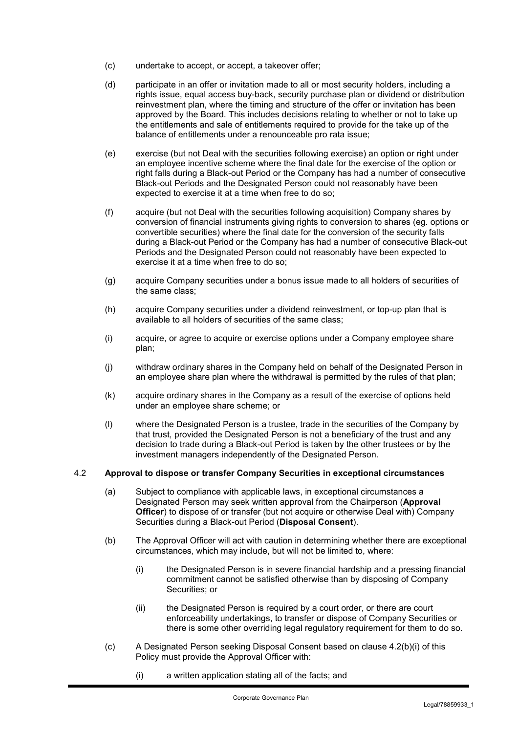(c) undertake to accept, or accept, a takeover offer;

(d) participate in an offer or invitation made to all or most security holders, including a rights issue, equal access buy-back, security purchase plan or dividend or distribution reinvestment plan, where the timing and structure of the offer or invitation has been approved by the Board. This includes decisions relating to whether or not to take up the entitlements and sale of entitlements required to provide for the take up of the balance of entitlements under a renounceable pro rata issue;

(e) exercise (but not Deal with the securities following exercise) an option or right under an employee incentive scheme where the final date for the exercise of the option or right falls during a Black-out Period or the Company has had a number of consecutive Black-out Periods and the Designated Person could not reasonably have been expected to exercise it at a time when free to do so;

(f) acquire (but not Deal with the securities following acquisition) Company shares by conversion of financial instruments giving rights to conversion to shares (eg. options or convertible securities) where the final date for the conversion of the security falls during a Black-out Period or the Company has had a number of consecutive Black-out Periods and the Designated Person could not reasonably have been expected to exercise it at a time when free to do so;

(g) acquire Company securities under a bonus issue made to all holders of securities of the same class;

(h) acquire Company securities under a dividend reinvestment, or top-up plan that is available to all holders of securities of the same class;

(i) acquire, or agree to acquire or exercise options under a Company employee share plan;

(j) withdraw ordinary shares in the Company held on behalf of the Designated Person in an employee share plan where the withdrawal is permitted by the rules of that plan;

(k) acquire ordinary shares in the Company as a result of the exercise of options held under an employee share scheme; or

(l) where the Designated Person is a trustee, trade in the securities of the Company by that trust, provided the Designated Person is not a beneficiary of the trust and any decision to trade during a Black-out Period is taken by the other trustees or by the investment managers independently of the Designated Person.

### 4.2 Approval to dispose or transfer Company Securities in exceptional circumstances

(a) Subject to compliance with applicable laws, in exceptional circumstances a Designated Person may seek written approval from the Chairperson (**Approval Officer**) to dispose of or transfer (but not acquire or otherwise Deal with) Company Securities during a Black-out Period (**Disposal Consent**).

(b) The Approval Officer will act with caution in determining whether there are exceptional circumstances, which may include, but will not be limited to, where:

(i) the Designated Person is in severe financial hardship and a pressing financial commitment cannot be satisfied otherwise than by disposing of Company Securities; or

(ii) the Designated Person is required by a court order, or there are court enforceability undertakings, to transfer or dispose of Company Securities or there is some other overriding legal regulatory requirement for them to do so.

(c) A Designated Person seeking Disposal Consent based on clause 4.2(b)(i) of this Policy must provide the Approval Officer with:

(i) a written application stating all of the facts; and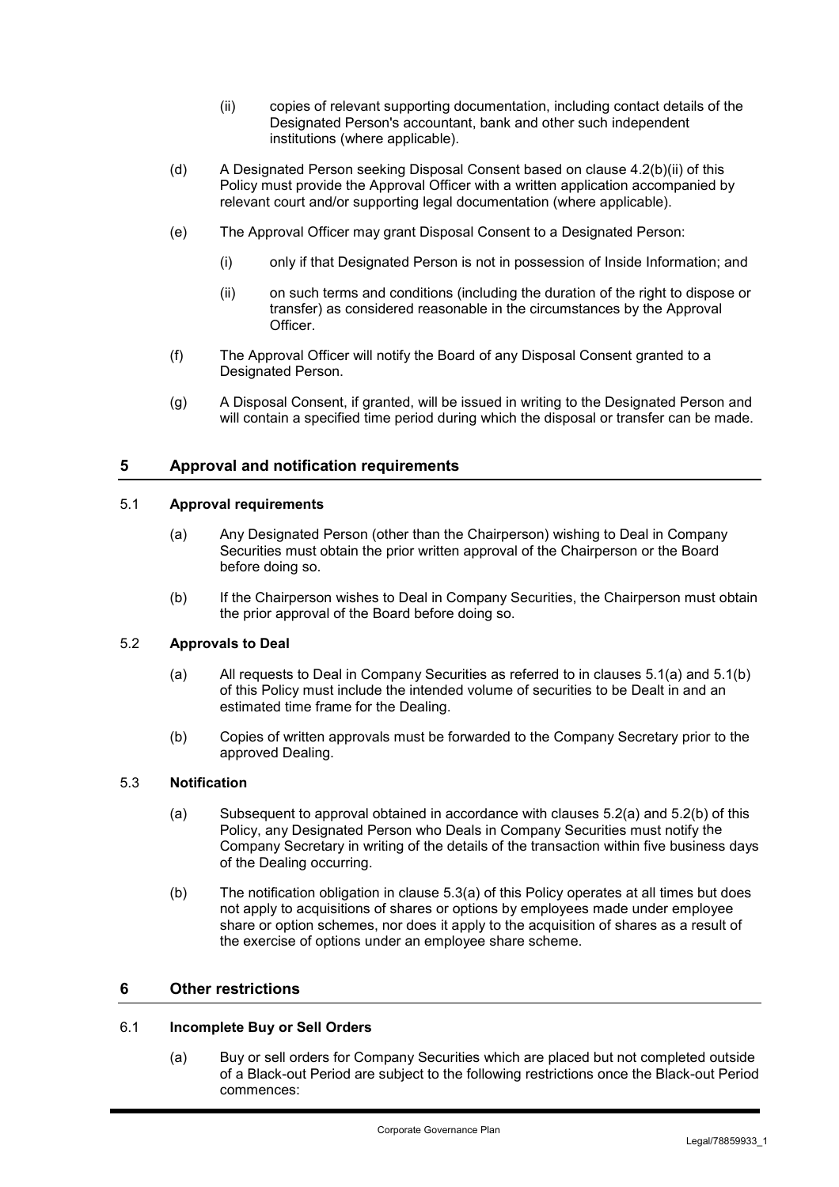(ii) copies of relevant supporting documentation, including contact details of the Designated Person's accountant, bank and other such independent institutions (where applicable).

(d) A Designated Person seeking Disposal Consent based on clause 4.2(b)(ii) of this Policy must provide the Approval Officer with a written application accompanied by relevant court and/or supporting legal documentation (where applicable).

(e) The Approval Officer may grant Disposal Consent to a Designated Person:

(i) only if that Designated Person is not in possession of Inside Information; and

(ii) on such terms and conditions (including the duration of the right to dispose or transfer) as considered reasonable in the circumstances by the Approval Officer.

(f) The Approval Officer will notify the Board of any Disposal Consent granted to a Designated Person.

(g) A Disposal Consent, if granted, will be issued in writing to the Designated Person and will contain a specified time period during which the disposal or transfer can be made.

## 5 Approval and notification requirements

### 5.1 Approval requirements

(a) Any Designated Person (other than the Chairperson) wishing to Deal in Company Securities must obtain the prior written approval of the Chairperson or the Board before doing so.

(b) If the Chairperson wishes to Deal in Company Securities, the Chairperson must obtain the prior approval of the Board before doing so.

### 5.2 Approvals to Deal

(a) All requests to Deal in Company Securities as referred to in clauses 5.1(a) and 5.1(b) of this Policy must include the intended volume of securities to be Dealt in and an estimated time frame for the Dealing.

(b) Copies of written approvals must be forwarded to the Company Secretary prior to the approved Dealing.

### 5.3 Notification

(a) Subsequent to approval obtained in accordance with clauses 5.2(a) and 5.2(b) of this Policy, any Designated Person who Deals in Company Securities must notify the Company Secretary in writing of the details of the transaction within five business days of the Dealing occurring.

(b) The notification obligation in clause 5.3(a) of this Policy operates at all times but does not apply to acquisitions of shares or options by employees made under employee share or option schemes, nor does it apply to the acquisition of shares as a result of the exercise of options under an employee share scheme.

## 6 Other restrictions

### 6.1 Incomplete Buy or Sell Orders

(a) Buy or sell orders for Company Securities which are placed but not completed outside of a Black-out Period are subject to the following restrictions once the Black-out Period commences: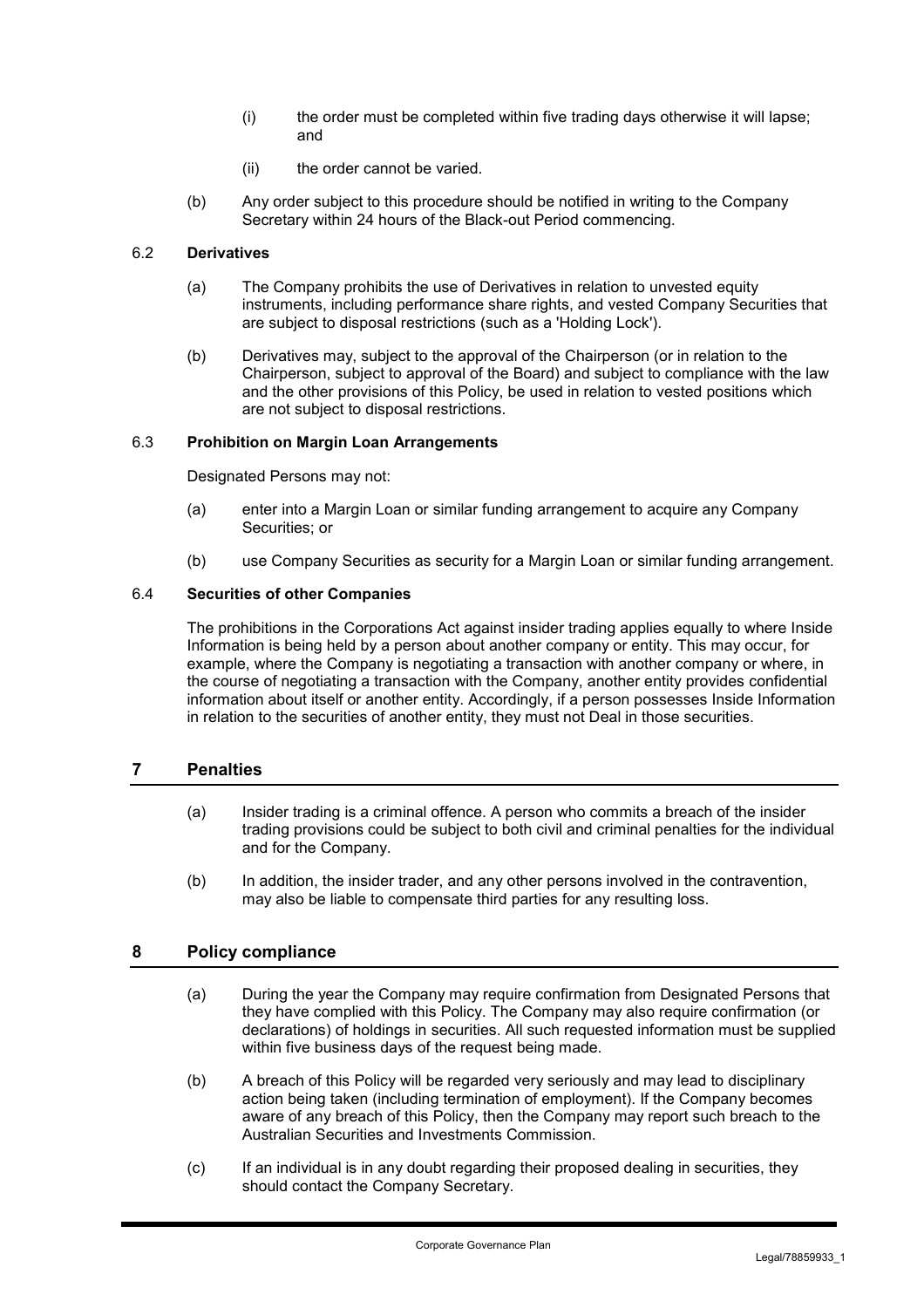(i) the order must be completed within five trading days otherwise it will lapse; and

(ii) the order cannot be varied.

(b) Any order subject to this procedure should be notified in writing to the Company Secretary within 24 hours of the Black-out Period commencing.

### 6.2 Derivatives

(a) The Company prohibits the use of Derivatives in relation to unvested equity instruments, including performance share rights, and vested Company Securities that are subject to disposal restrictions (such as a 'Holding Lock').

(b) Derivatives may, subject to the approval of the Chairperson (or in relation to the Chairperson, subject to approval of the Board) and subject to compliance with the law and the other provisions of this Policy, be used in relation to vested positions which are not subject to disposal restrictions.

### 6.3 Prohibition on Margin Loan Arrangements

Designated Persons may not:

(a) enter into a Margin Loan or similar funding arrangement to acquire any Company Securities; or

(b) use Company Securities as security for a Margin Loan or similar funding arrangement.

### 6.4 Securities of other Companies

The prohibitions in the Corporations Act against insider trading applies equally to where Inside Information is being held by a person about another company or entity. This may occur, for example, where the Company is negotiating a transaction with another company or where, in the course of negotiating a transaction with the Company, another entity provides confidential information about itself or another entity. Accordingly, if a person possesses Inside Information in relation to the securities of another entity, they must not Deal in those securities.

## 7 Penalties

(a) Insider trading is a criminal offence. A person who commits a breach of the insider trading provisions could be subject to both civil and criminal penalties for the individual and for the Company.

(b) In addition, the insider trader, and any other persons involved in the contravention, may also be liable to compensate third parties for any resulting loss.

## 8 Policy compliance

(a) During the year the Company may require confirmation from Designated Persons that they have complied with this Policy. The Company may also require confirmation (or declarations) of holdings in securities. All such requested information must be supplied within five business days of the request being made.

(b) A breach of this Policy will be regarded very seriously and may lead to disciplinary action being taken (including termination of employment). If the Company becomes aware of any breach of this Policy, then the Company may report such breach to the Australian Securities and Investments Commission.

(c) If an individual is in any doubt regarding their proposed dealing in securities, they should contact the Company Secretary.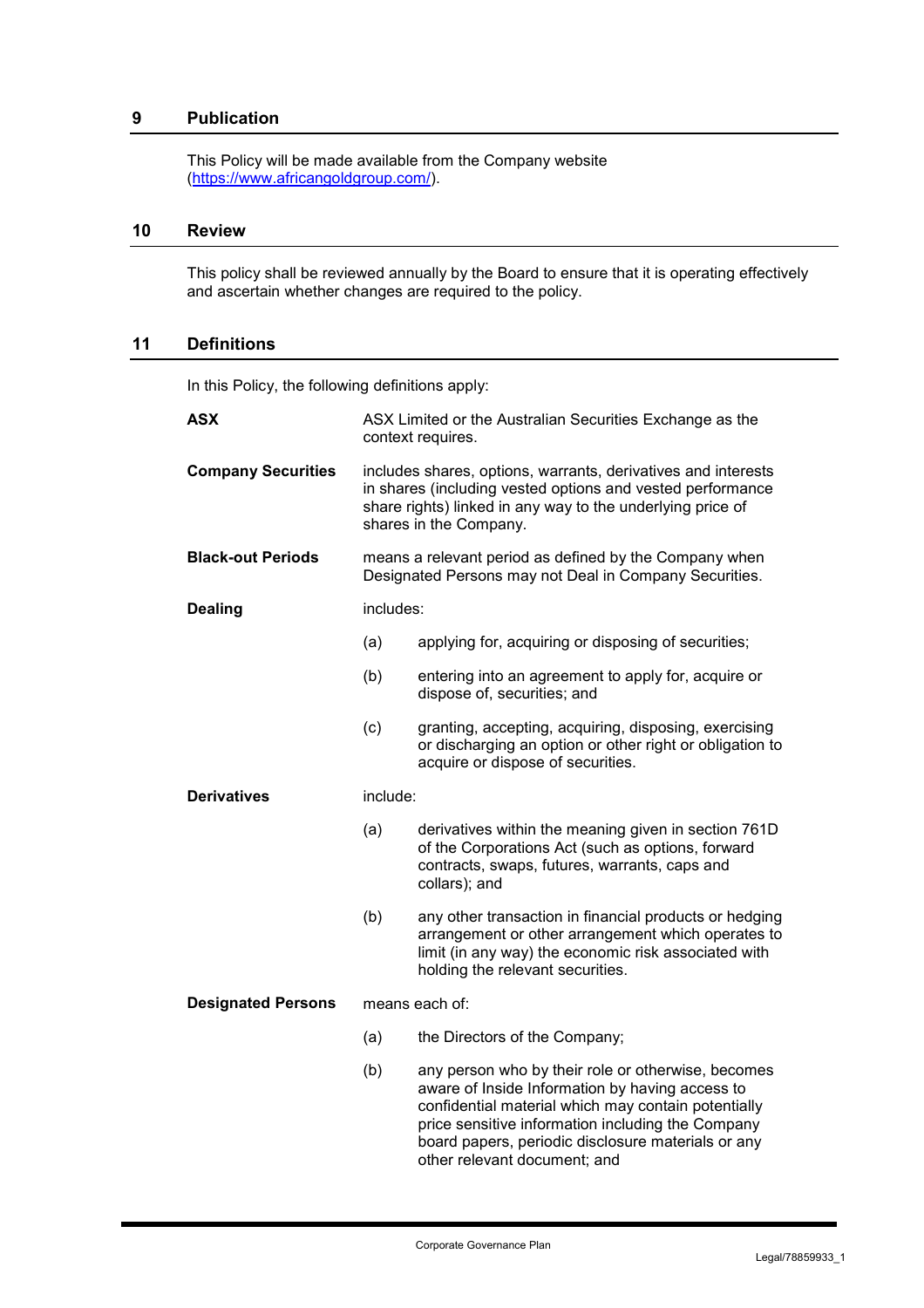## 9 Publication

This Policy will be made available from the Company website (https://www.africangoldgroup.com/).

## 10 Review

This policy shall be reviewed annually by the Board to ensure that it is operating effectively and ascertain whether changes are required to the policy.

## 11 Definitions

In this Policy, the following definitions apply:

**ASX** ASX Limited or the Australian Securities Exchange as the context requires.

**Company Securities** includes shares, options, warrants, derivatives and interests in shares (including vested options and vested performance share rights) linked in any way to the underlying price of shares in the Company.

**Black-out Periods** means a relevant period as defined by the Company when Designated Persons may not Deal in Company Securities.

**Dealing** includes:

(a) applying for, acquiring or disposing of securities;

(b) entering into an agreement to apply for, acquire or dispose of, securities; and

(c) granting, accepting, acquiring, disposing, exercising or discharging an option or other right or obligation to acquire or dispose of securities.

**Derivatives** include:

(a) derivatives within the meaning given in section 761D of the Corporations Act (such as options, forward contracts, swaps, futures, warrants, caps and collars); and

(b) any other transaction in financial products or hedging arrangement or other arrangement which operates to limit (in any way) the economic risk associated with holding the relevant securities.

**Designated Persons** means each of:

(a) the Directors of the Company;

(b) any person who by their role or otherwise, becomes aware of Inside Information by having access to confidential material which may contain potentially price sensitive information including the Company board papers, periodic disclosure materials or any other relevant document; and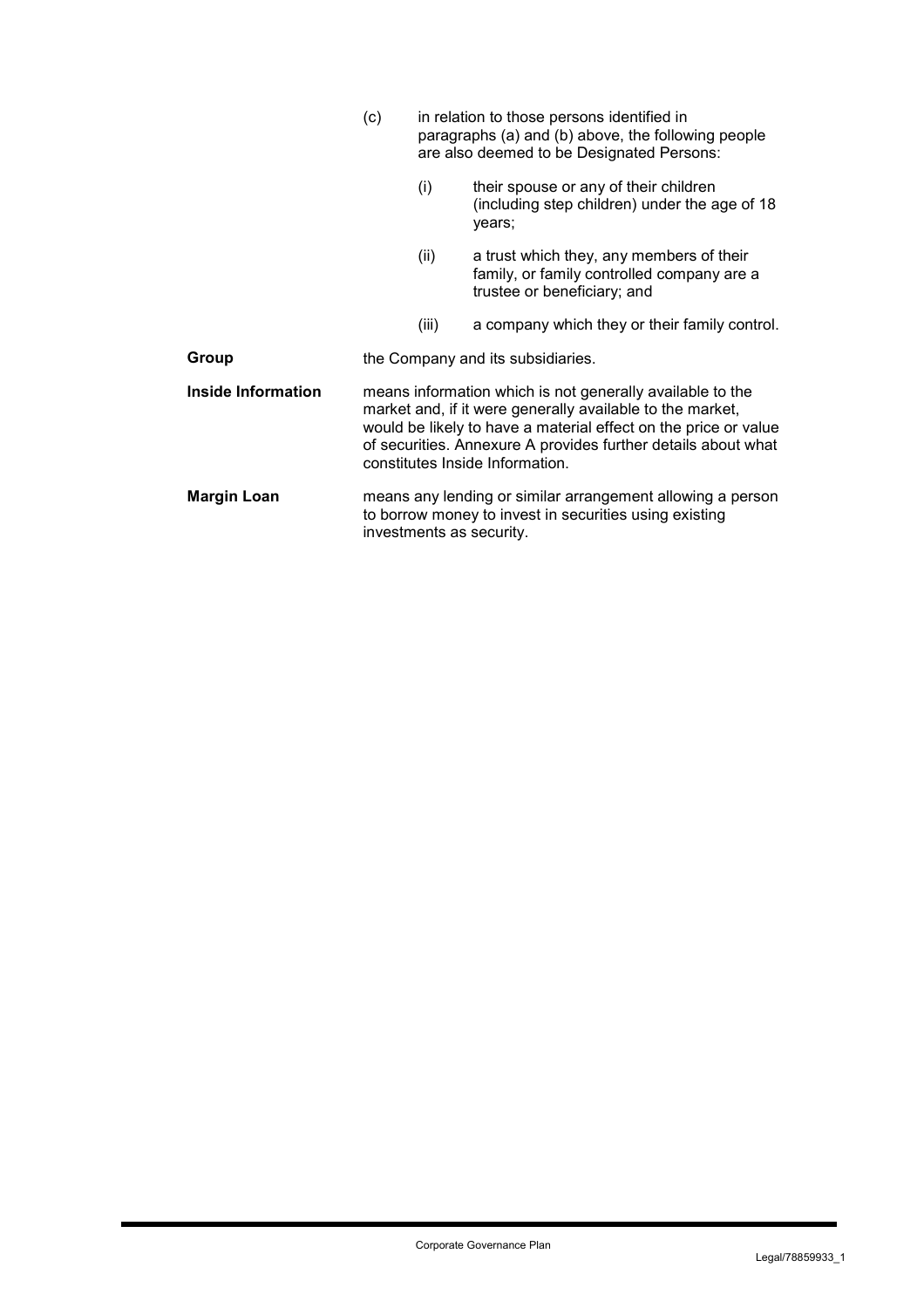(c) in relation to those persons identified in paragraphs (a) and (b) above, the following people are also deemed to be Designated Persons:

   (i) their spouse or any of their children (including step children) under the age of 18 years;

   (ii) a trust which they, any members of their family, or family controlled company are a trustee or beneficiary; and

   (iii) a company which they or their family control.

| | |
|---|---|
| **Group** | the Company and its subsidiaries. |
| **Inside Information** | means information which is not generally available to the market and, if it were generally available to the market, would be likely to have a material effect on the price or value of securities. Annexure A provides further details about what constitutes Inside Information. |
| **Margin Loan** | means any lending or similar arrangement allowing a person to borrow money to invest in securities using existing investments as security. |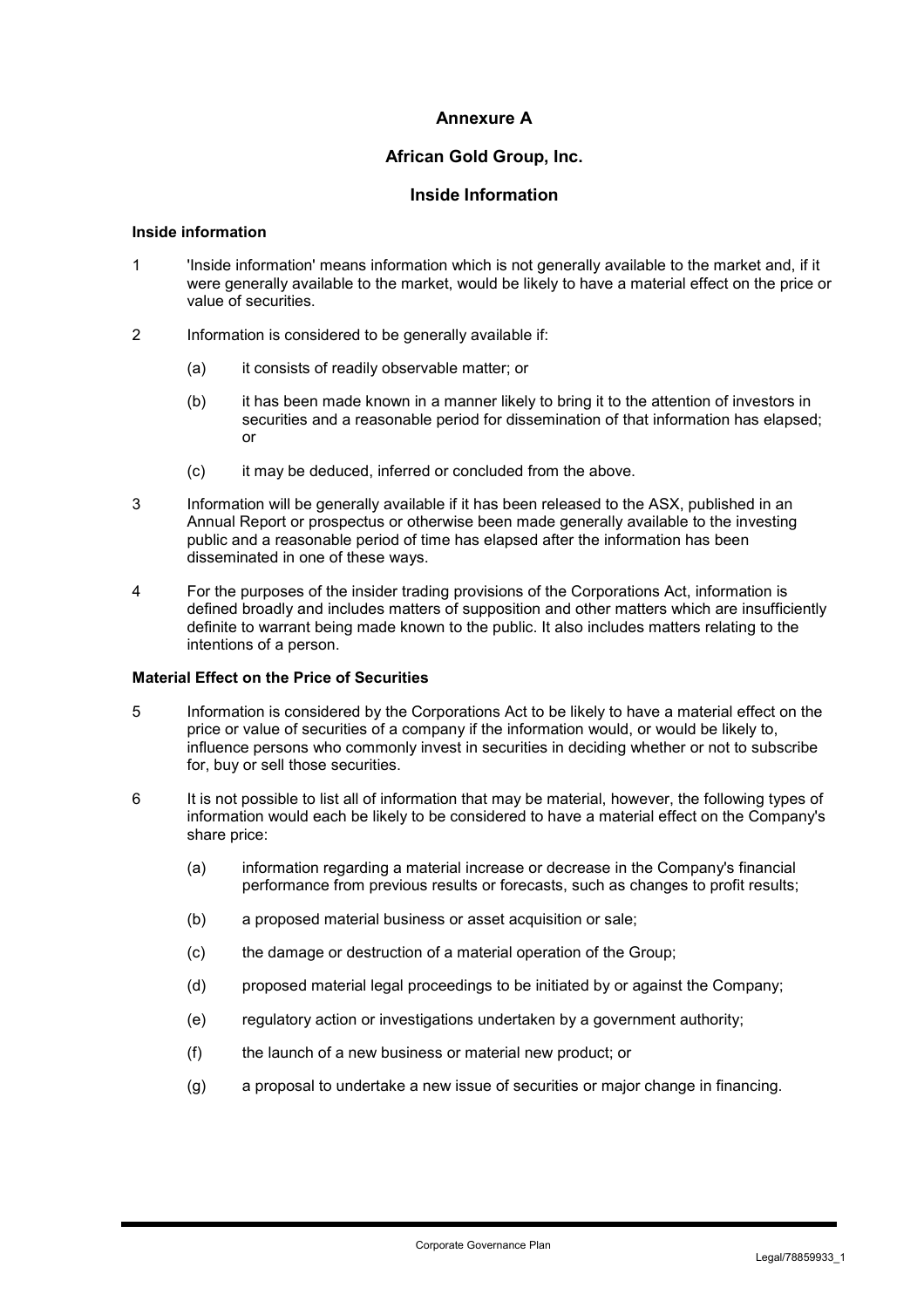# Annexure A

## African Gold Group, Inc.

## Inside Information

**Inside information**

1 'Inside information' means information which is not generally available to the market and, if it were generally available to the market, would be likely to have a material effect on the price or value of securities.

2 Information is considered to be generally available if:

(a) it consists of readily observable matter; or

(b) it has been made known in a manner likely to bring it to the attention of investors in securities and a reasonable period for dissemination of that information has elapsed; or

(c) it may be deduced, inferred or concluded from the above.

3 Information will be generally available if it has been released to the ASX, published in an Annual Report or prospectus or otherwise been made generally available to the investing public and a reasonable period of time has elapsed after the information has been disseminated in one of these ways.

4 For the purposes of the insider trading provisions of the Corporations Act, information is defined broadly and includes matters of supposition and other matters which are insufficiently definite to warrant being made known to the public. It also includes matters relating to the intentions of a person.

**Material Effect on the Price of Securities**

5 Information is considered by the Corporations Act to be likely to have a material effect on the price or value of securities of a company if the information would, or would be likely to, influence persons who commonly invest in securities in deciding whether or not to subscribe for, buy or sell those securities.

6 It is not possible to list all of information that may be material, however, the following types of information would each be likely to be considered to have a material effect on the Company's share price:

(a) information regarding a material increase or decrease in the Company's financial performance from previous results or forecasts, such as changes to profit results;

(b) a proposed material business or asset acquisition or sale;

(c) the damage or destruction of a material operation of the Group;

(d) proposed material legal proceedings to be initiated by or against the Company;

(e) regulatory action or investigations undertaken by a government authority;

(f) the launch of a new business or material new product; or

(g) a proposal to undertake a new issue of securities or major change in financing.